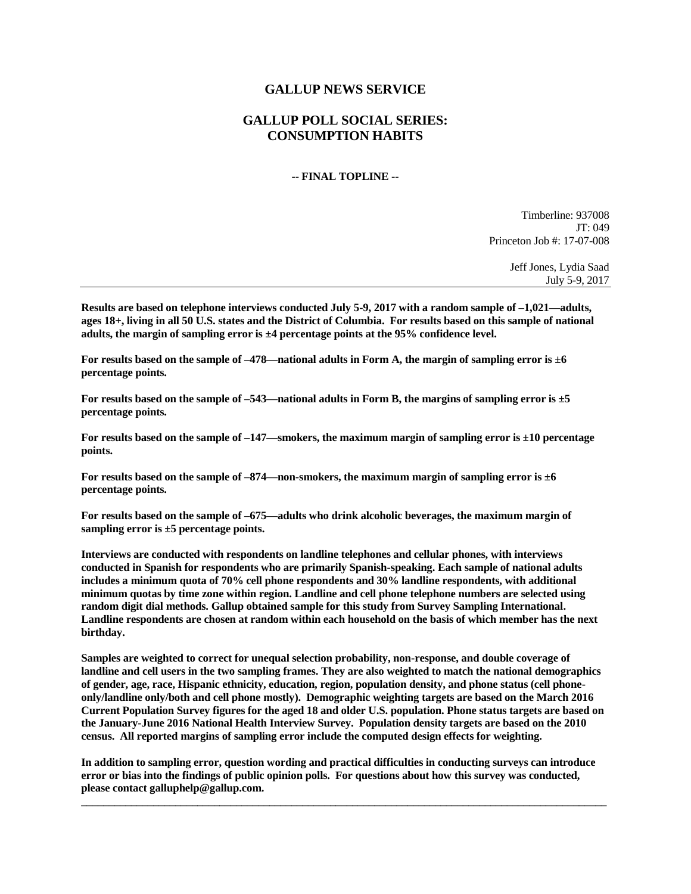# GALLUP NEWS SERVICE

## GALLUP POLL SOCIAL SERIES: CONSUMPTION HABITS

**-- FINAL TOPLINE --**

Timberline: 937008
JT: 049
Princeton Job #: 17-07-008

Jeff Jones, Lydia Saad
July 5-9, 2017

---

**Results are based on telephone interviews conducted July 5-9, 2017 with a random sample of –1,021—adults, ages 18+, living in all 50 U.S. states and the District of Columbia. For results based on this sample of national adults, the margin of sampling error is ±4 percentage points at the 95% confidence level.**

**For results based on the sample of –478—national adults in Form A, the margin of sampling error is ±6 percentage points.**

**For results based on the sample of –543—national adults in Form B, the margins of sampling error is ±5 percentage points.**

**For results based on the sample of –147—smokers, the maximum margin of sampling error is ±10 percentage points.**

**For results based on the sample of –874—non-smokers, the maximum margin of sampling error is ±6 percentage points.**

**For results based on the sample of –675—adults who drink alcoholic beverages, the maximum margin of sampling error is ±5 percentage points.**

**Interviews are conducted with respondents on landline telephones and cellular phones, with interviews conducted in Spanish for respondents who are primarily Spanish-speaking. Each sample of national adults includes a minimum quota of 70% cell phone respondents and 30% landline respondents, with additional minimum quotas by time zone within region. Landline and cell phone telephone numbers are selected using random digit dial methods. Gallup obtained sample for this study from Survey Sampling International. Landline respondents are chosen at random within each household on the basis of which member has the next birthday.**

**Samples are weighted to correct for unequal selection probability, non-response, and double coverage of landline and cell users in the two sampling frames. They are also weighted to match the national demographics of gender, age, race, Hispanic ethnicity, education, region, population density, and phone status (cell phone-only/landline only/both and cell phone mostly). Demographic weighting targets are based on the March 2016 Current Population Survey figures for the aged 18 and older U.S. population. Phone status targets are based on the January-June 2016 National Health Interview Survey. Population density targets are based on the 2010 census. All reported margins of sampling error include the computed design effects for weighting.**

**In addition to sampling error, question wording and practical difficulties in conducting surveys can introduce error or bias into the findings of public opinion polls. For questions about how this survey was conducted, please contact galluphelp@gallup.com.**

---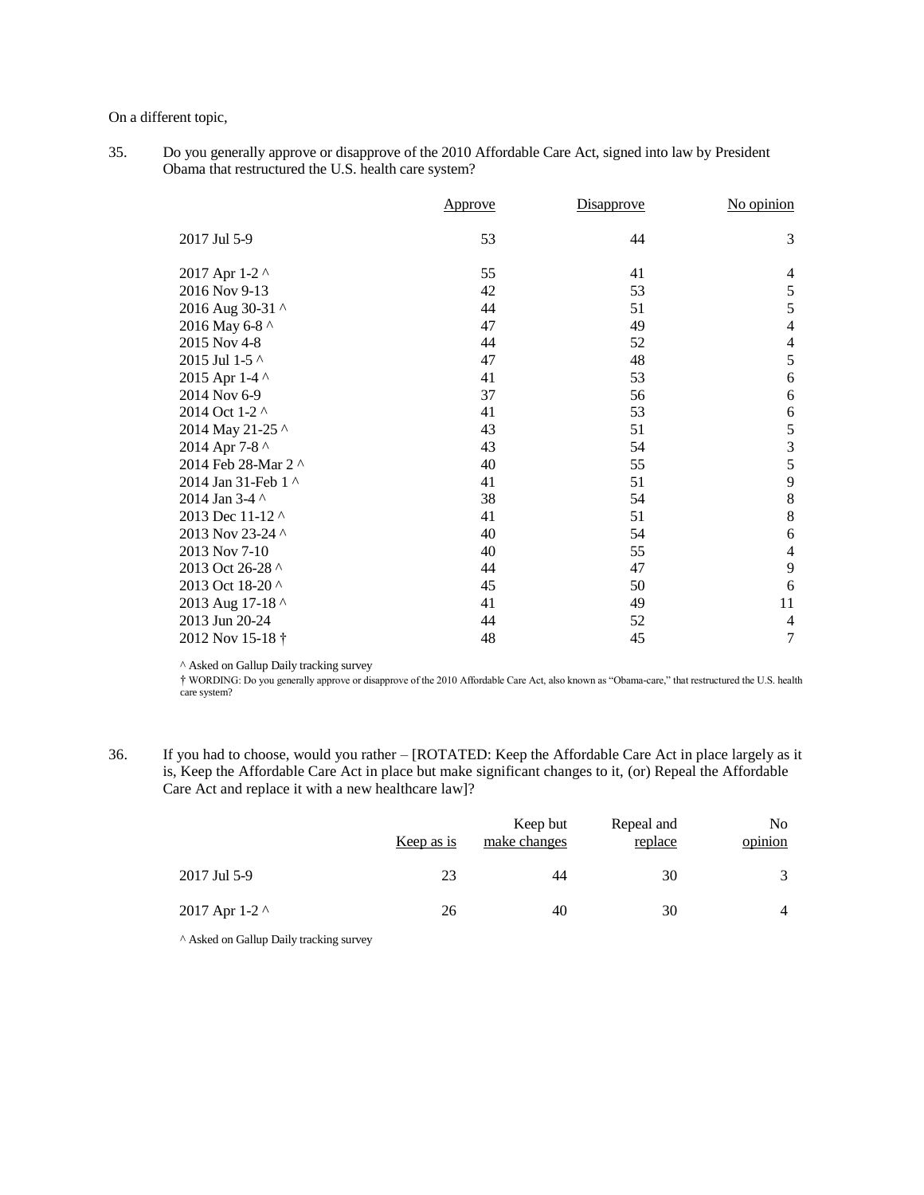On a different topic,

35. Do you generally approve or disapprove of the 2010 Affordable Care Act, signed into law by President Obama that restructured the U.S. health care system?

| | Approve | Disapprove | No opinion |
|---|---|---|---|
| 2017 Jul 5-9 | 53 | 44 | 3 |
| 2017 Apr 1-2 ^ | 55 | 41 | 4 |
| 2016 Nov 9-13 | 42 | 53 | 5 |
| 2016 Aug 30-31 ^ | 44 | 51 | 5 |
| 2016 May 6-8 ^ | 47 | 49 | 4 |
| 2015 Nov 4-8 | 44 | 52 | 4 |
| 2015 Jul 1-5 ^ | 47 | 48 | 5 |
| 2015 Apr 1-4 ^ | 41 | 53 | 6 |
| 2014 Nov 6-9 | 37 | 56 | 6 |
| 2014 Oct 1-2 ^ | 41 | 53 | 6 |
| 2014 May 21-25 ^ | 43 | 51 | 5 |
| 2014 Apr 7-8 ^ | 43 | 54 | 3 |
| 2014 Feb 28-Mar 2 ^ | 40 | 55 | 5 |
| 2014 Jan 31-Feb 1 ^ | 41 | 51 | 9 |
| 2014 Jan 3-4 ^ | 38 | 54 | 8 |
| 2013 Dec 11-12 ^ | 41 | 51 | 8 |
| 2013 Nov 23-24 ^ | 40 | 54 | 6 |
| 2013 Nov 7-10 | 40 | 55 | 4 |
| 2013 Oct 26-28 ^ | 44 | 47 | 9 |
| 2013 Oct 18-20 ^ | 45 | 50 | 6 |
| 2013 Aug 17-18 ^ | 41 | 49 | 11 |
| 2013 Jun 20-24 | 44 | 52 | 4 |
| 2012 Nov 15-18 † | 48 | 45 | 7 |

^ Asked on Gallup Daily tracking survey

† WORDING: Do you generally approve or disapprove of the 2010 Affordable Care Act, also known as "Obama-care," that restructured the U.S. health care system?

36. If you had to choose, would you rather – [ROTATED: Keep the Affordable Care Act in place largely as it is, Keep the Affordable Care Act in place but make significant changes to it, (or) Repeal the Affordable Care Act and replace it with a new healthcare law]?

| | Keep as is | Keep but make changes | Repeal and replace | No opinion |
|---|---|---|---|---|
| 2017 Jul 5-9 | 23 | 44 | 30 | 3 |
| 2017 Apr 1-2 ^ | 26 | 40 | 30 | 4 |

^ Asked on Gallup Daily tracking survey